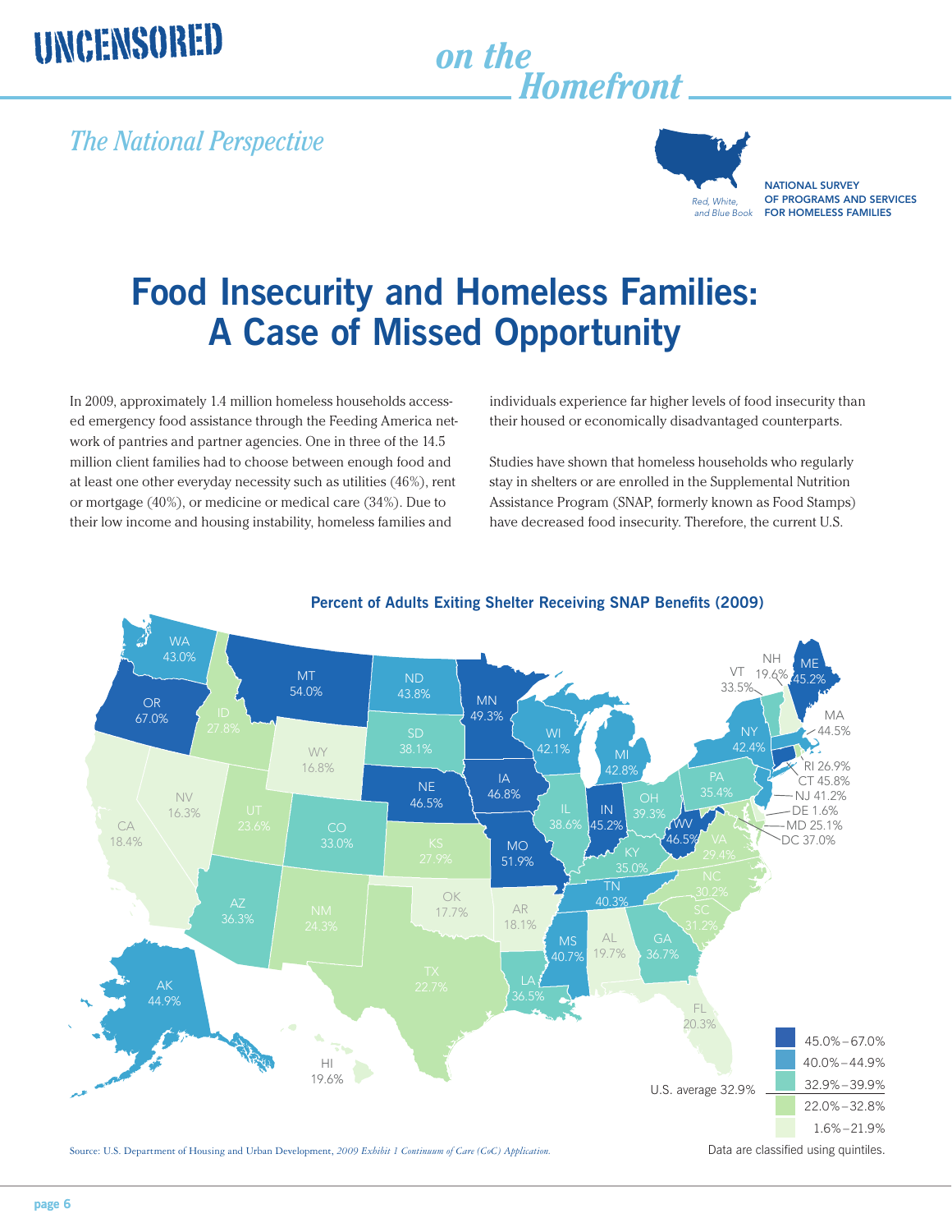# Food Insecurity and Homeless Families: A Case of Missed Opportunity

*The National Perspective*

In 2009, approximately 1.4 million homeless households accessed emergency food assistance through the Feeding America network of pantries and partner agencies. One in three of the 14.5 million client families had to choose between enough food and at least one other everyday necessity such as utilities (46%), rent or mortgage (40%), or medicine or medical care (34%). Due to their low income and housing instability, homeless families and individuals experience far higher levels of food insecurity than their housed or economically disadvantaged counterparts.

Studies have shown that homeless households who regularly stay in shelters or are enrolled in the Supplemental Nutrition Assistance Program (SNAP, formerly known as Food Stamps) have decreased food insecurity. Therefore, the current U.S.

**Percent of Adults Exiting Shelter Receiving SNAP Benefits (2009)**

| State | Percent |
|---|---|
| AK | 44.9% |
| AL | 19.7% |
| AR | 18.1% |
| AZ | 36.3% |
| CA | 18.4% |
| CO | 33.0% |
| CT | 45.8% |
| DC | 37.0% |
| DE | 1.6% |
| FL | 20.3% |
| GA | 36.7% |
| HI | 19.6% |
| IA | 46.8% |
| ID | 27.8% |
| IL | 38.6% |
| IN | 45.2% |
| KS | 27.9% |
| KY | 35.0% |
| LA | 36.5% |
| MA | 44.5% |
| MD | 25.1% |
| ME | 45.2% |
| MI | 42.8% |
| MN | 49.3% |
| MO | 51.9% |
| MS | 40.7% |
| MT | 54.0% |
| NC | 30.2% |
| ND | 43.8% |
| NE | 46.5% |
| NH | 19.6% |
| NJ | 41.2% |
| NM | 24.3% |
| NV | 16.3% |
| NY | 42.4% |
| OH | 39.3% |
| OK | 17.7% |
| OR | 67.0% |
| PA | 35.4% |
| RI | 26.9% |
| SC | 31.2% |
| SD | 38.1% |
| TN | 40.3% |
| TX | 22.7% |
| UT | 23.6% |
| VA | 29.4% |
| VT | 33.5% |
| WA | 43.0% |
| WI | 42.1% |
| WV | 46.5% |
| WY | 16.8% |

Legend: 45.0%–67.0%; 40.0%–44.9%; 32.9%–39.9%; 22.0%–32.8%; 1.6%–21.9%

U.S. average 32.9%

Data are classified using quintiles.

Source: U.S. Department of Housing and Urban Development, *2009 Exhibit 1 Continuum of Care (CoC) Application.*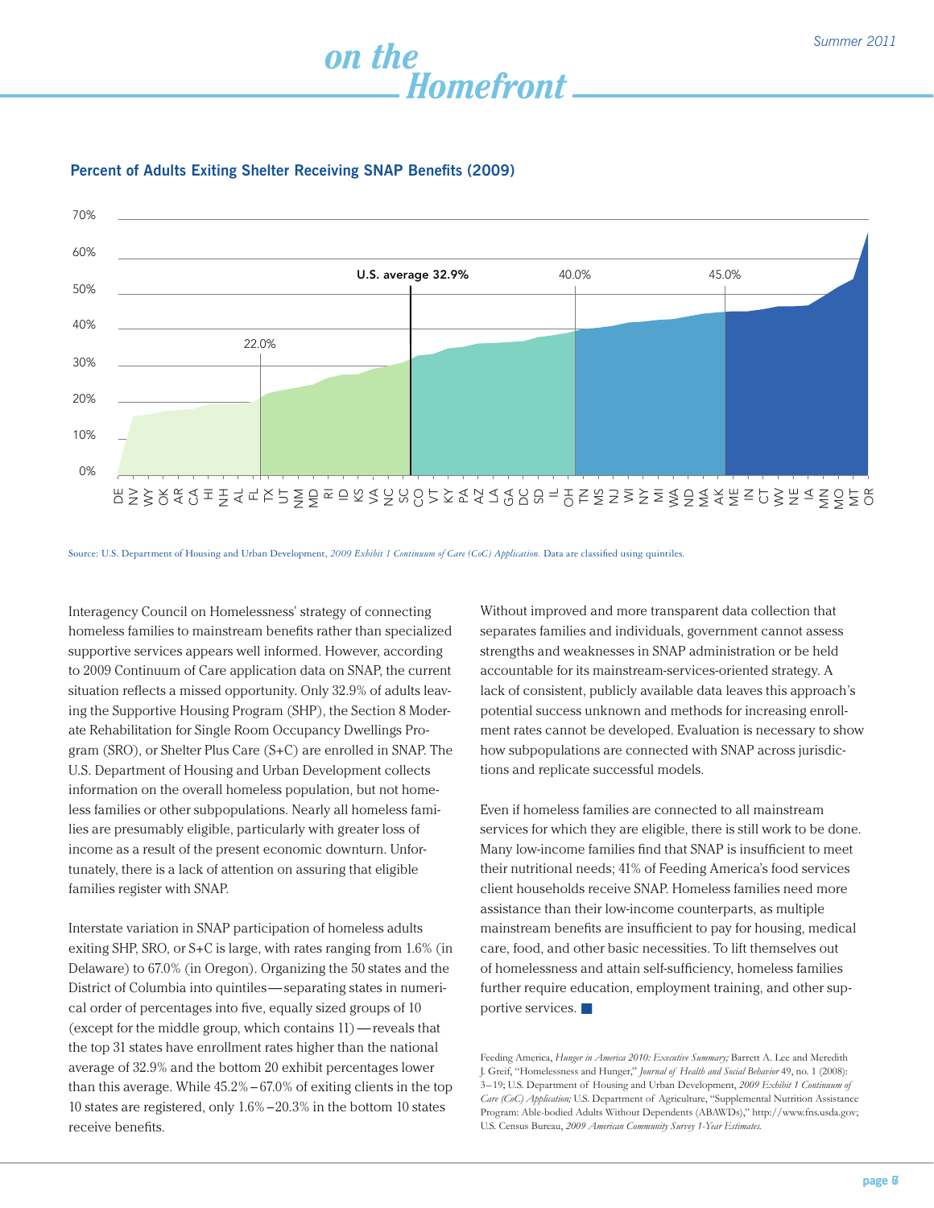### Percent of Adults Exiting Shelter Receiving SNAP Benefits (2009)

70%
60%
50%
40%
30%
20%
10%
0%

U.S. average 32.9%
22.0%
40.0%
45.0%

DE NV WY OK AR CA HI NH AL FL TX UT NM MD RI ID KS VA NC SC CO VT KY PA AZ LA GA DC SD IL OH TN MS NJ WI NY MI WA ND MA AK ME IN CT WV NE IA MN MO MT OR

Source: U.S. Department of Housing and Urban Development, *2009 Exhibit 1 Continuum of Care (CoC) Application.* Data are classified using quintiles.

Interagency Council on Homelessness' strategy of connecting homeless families to mainstream benefits rather than specialized supportive services appears well informed. However, according to 2009 Continuum of Care application data on SNAP, the current situation reflects a missed opportunity. Only 32.9% of adults leaving the Supportive Housing Program (SHP), the Section 8 Moderate Rehabilitation for Single Room Occupancy Dwellings Program (SRO), or Shelter Plus Care (S+C) are enrolled in SNAP. The U.S. Department of Housing and Urban Development collects information on the overall homeless population, but not homeless families or other subpopulations. Nearly all homeless families are presumably eligible, particularly with greater loss of income as a result of the present economic downturn. Unfortunately, there is a lack of attention on assuring that eligible families register with SNAP.

Interstate variation in SNAP participation of homeless adults exiting SHP, SRO, or S+C is large, with rates ranging from 1.6% (in Delaware) to 67.0% (in Oregon). Organizing the 50 states and the District of Columbia into quintiles—separating states in numerical order of percentages into five, equally sized groups of 10 (except for the middle group, which contains 11)—reveals that the top 31 states have enrollment rates higher than the national average of 32.9% and the bottom 20 exhibit percentages lower than this average. While 45.2%–67.0% of exiting clients in the top 10 states are registered, only 1.6%–20.3% in the bottom 10 states receive benefits.

Without improved and more transparent data collection that separates families and individuals, government cannot assess strengths and weaknesses in SNAP administration or be held accountable for its mainstream-services-oriented strategy. A lack of consistent, publicly available data leaves this approach's potential success unknown and methods for increasing enrollment rates cannot be developed. Evaluation is necessary to show how subpopulations are connected with SNAP across jurisdictions and replicate successful models.

Even if homeless families are connected to all mainstream services for which they are eligible, there is still work to be done. Many low-income families find that SNAP is insufficient to meet their nutritional needs; 41% of Feeding America's food services client households receive SNAP. Homeless families need more assistance than their low-income counterparts, as multiple mainstream benefits are insufficient to pay for housing, medical care, food, and other basic necessities. To lift themselves out of homelessness and attain self-sufficiency, homeless families further require education, employment training, and other supportive services. ■

Feeding America, *Hunger in America 2010: Executive Summary;* Barrett A. Lee and Meredith J. Greif, "Homelessness and Hunger," *Journal of Health and Social Behavior* 49, no. 1 (2008): 3–19; U.S. Department of Housing and Urban Development, *2009 Exhibit 1 Continuum of Care (CoC) Application;* U.S. Department of Agriculture, "Supplemental Nutrition Assistance Program: Able-bodied Adults Without Dependents (ABAWDs)," http://www.fns.usda.gov; U.S. Census Bureau, *2009 American Community Survey 1-Year Estimates.*